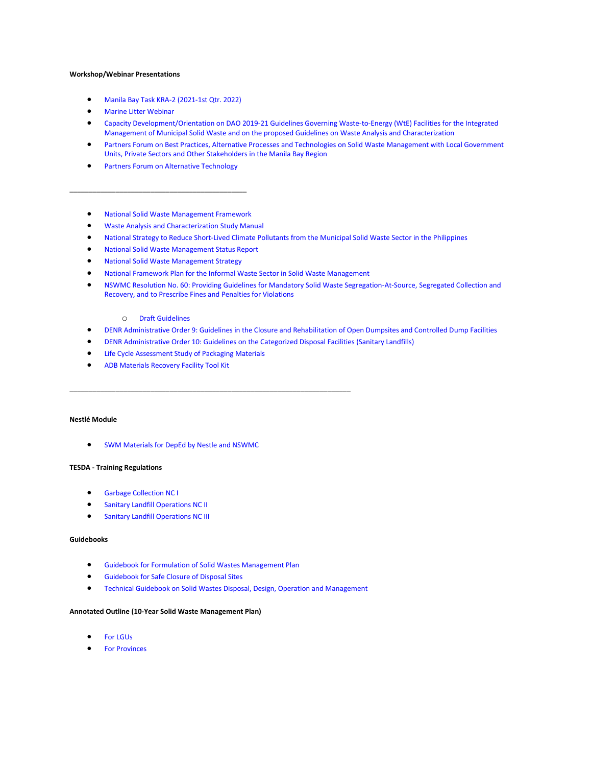**Workshop/Webinar Presentations**

- Manila Bay Task KRA-2 (2021-1st Qtr. 2022)
- Marine Litter Webinar
- Capacity Development/Orientation on DAO 2019-21 Guidelines Governing Waste-to-Energy (WtE) Facilities for the Integrated Management of Municipal Solid Waste and on the proposed Guidelines on Waste Analysis and Characterization
- Partners Forum on Best Practices, Alternative Processes and Technologies on Solid Waste Management with Local Government Units, Private Sectors and Other Stakeholders in the Manila Bay Region
- Partners Forum on Alternative Technology

---

- National Solid Waste Management Framework
- Waste Analysis and Characterization Study Manual
- National Strategy to Reduce Short-Lived Climate Pollutants from the Municipal Solid Waste Sector in the Philippines
- National Solid Waste Management Status Report
- National Solid Waste Management Strategy
- National Framework Plan for the Informal Waste Sector in Solid Waste Management
- NSWMC Resolution No. 60: Providing Guidelines for Mandatory Solid Waste Segregation-At-Source, Segregated Collection and Recovery, and to Prescribe Fines and Penalties for Violations
    - Draft Guidelines
- DENR Administrative Order 9: Guidelines in the Closure and Rehabilitation of Open Dumpsites and Controlled Dump Facilities
- DENR Administrative Order 10: Guidelines on the Categorized Disposal Facilities (Sanitary Landfills)
- Life Cycle Assessment Study of Packaging Materials
- ADB Materials Recovery Facility Tool Kit

---

**Nestlé Module**

- SWM Materials for DepEd by Nestle and NSWMC

**TESDA - Training Regulations**

- Garbage Collection NC I
- Sanitary Landfill Operations NC II
- Sanitary Landfill Operations NC III

**Guidebooks**

- Guidebook for Formulation of Solid Wastes Management Plan
- Guidebook for Safe Closure of Disposal Sites
- Technical Guidebook on Solid Wastes Disposal, Design, Operation and Management

**Annotated Outline (10-Year Solid Waste Management Plan)**

- For LGUs
- For Provinces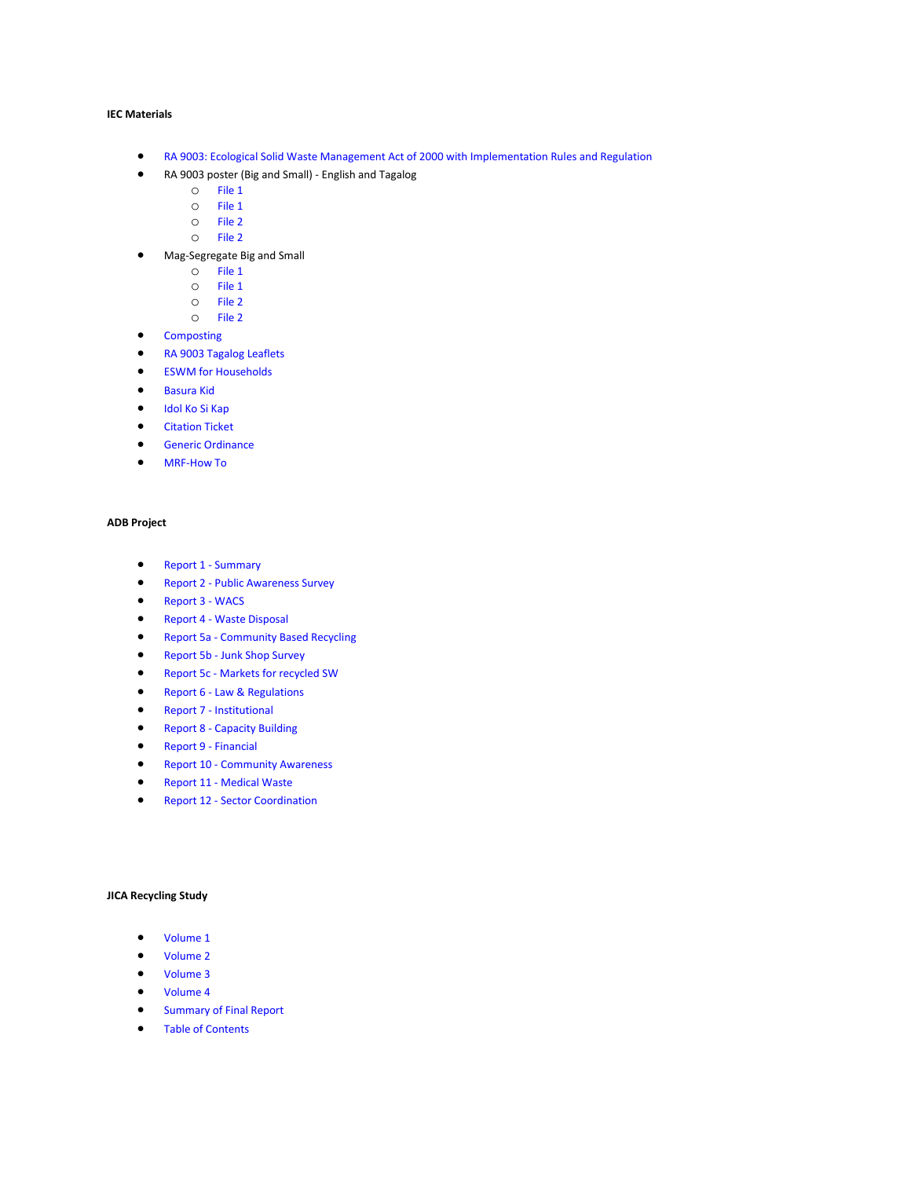**IEC Materials**

- RA 9003: Ecological Solid Waste Management Act of 2000 with Implementation Rules and Regulation
- RA 9003 poster (Big and Small) - English and Tagalog
  - File 1
  - File 1
  - File 2
  - File 2
- Mag-Segregate Big and Small
  - File 1
  - File 1
  - File 2
  - File 2
- Composting
- RA 9003 Tagalog Leaflets
- ESWM for Households
- Basura Kid
- Idol Ko Si Kap
- Citation Ticket
- Generic Ordinance
- MRF-How To

**ADB Project**

- Report 1 - Summary
- Report 2 - Public Awareness Survey
- Report 3 - WACS
- Report 4 - Waste Disposal
- Report 5a - Community Based Recycling
- Report 5b - Junk Shop Survey
- Report 5c - Markets for recycled SW
- Report 6 - Law & Regulations
- Report 7 - Institutional
- Report 8 - Capacity Building
- Report 9 - Financial
- Report 10 - Community Awareness
- Report 11 - Medical Waste
- Report 12 - Sector Coordination

**JICA Recycling Study**

- Volume 1
- Volume 2
- Volume 3
- Volume 4
- Summary of Final Report
- Table of Contents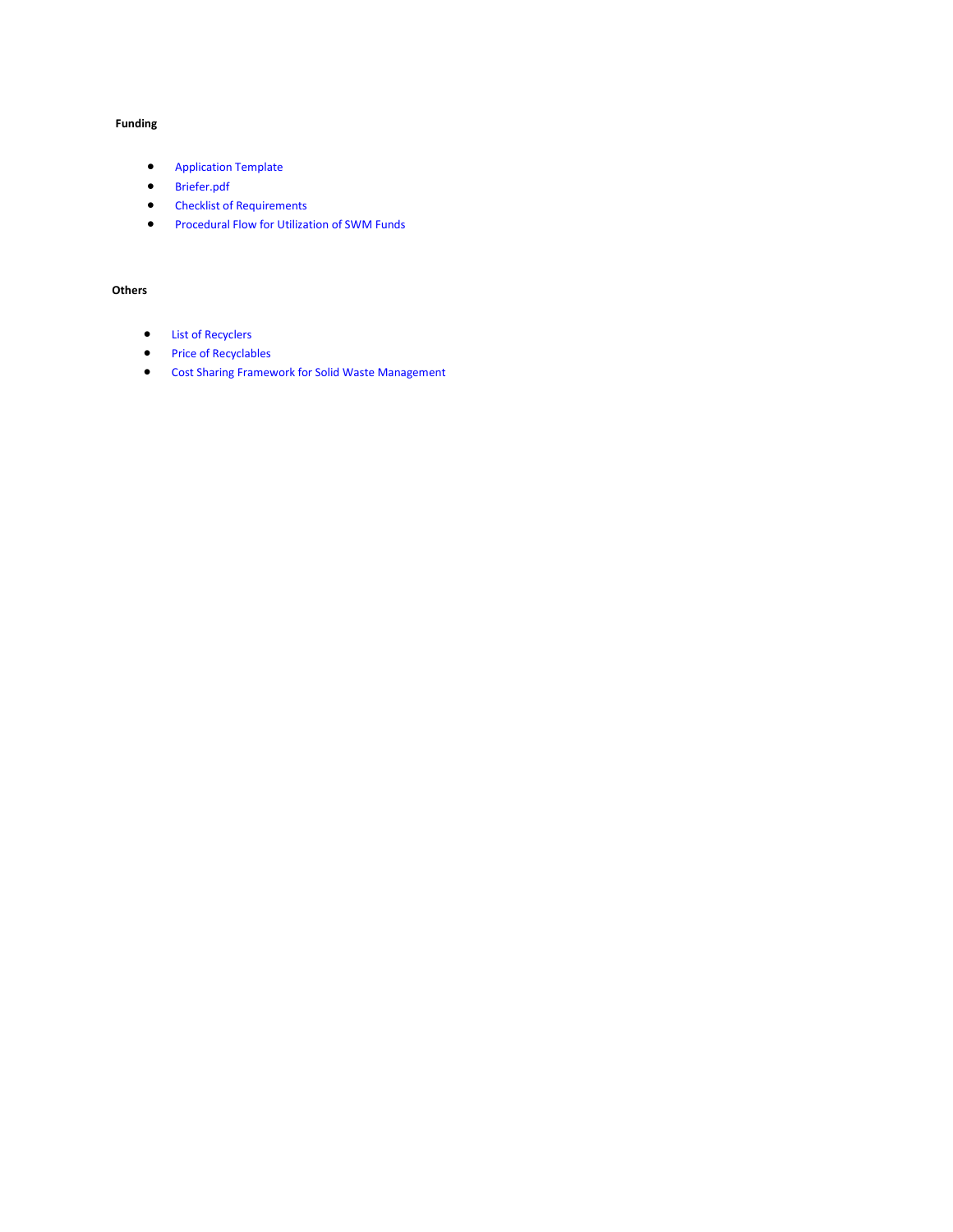**Funding**

- Application Template
- Briefer.pdf
- Checklist of Requirements
- Procedural Flow for Utilization of SWM Funds

**Others**

- List of Recyclers
- Price of Recyclables
- Cost Sharing Framework for Solid Waste Management